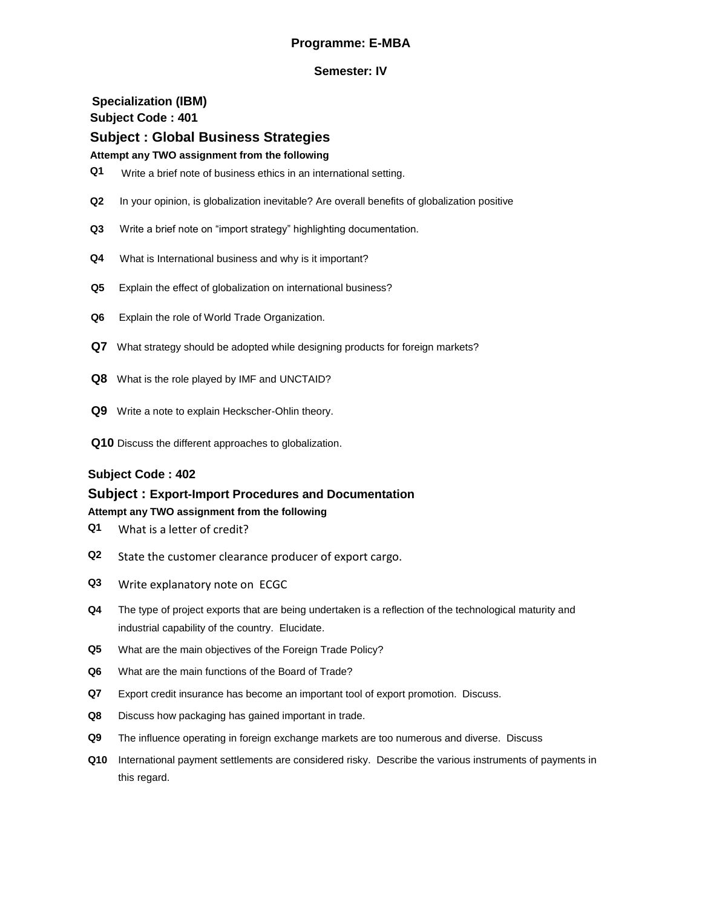**Programme: E-MBA**

**Semester: IV**

**Specialization (IBM)**

**Subject Code : 401**

## Subject : Global Business Strategies

**Attempt any TWO assignment from the following**

**Q1** Write a brief note of business ethics in an international setting.

**Q2** In your opinion, is globalization inevitable? Are overall benefits of globalization positive

**Q3** Write a brief note on "import strategy" highlighting documentation.

**Q4** What is International business and why is it important?

**Q5** Explain the effect of globalization on international business?

**Q6** Explain the role of World Trade Organization.

**Q7** What strategy should be adopted while designing products for foreign markets?

**Q8** What is the role played by IMF and UNCTAID?

**Q9** Write a note to explain Heckscher-Ohlin theory.

**Q10** Discuss the different approaches to globalization.

**Subject Code : 402**

## Subject : Export-Import Procedures and Documentation

**Attempt any TWO assignment from the following**

**Q1** What is a letter of credit?

**Q2** State the customer clearance producer of export cargo.

**Q3** Write explanatory note on ECGC

**Q4** The type of project exports that are being undertaken is a reflection of the technological maturity and industrial capability of the country. Elucidate.

**Q5** What are the main objectives of the Foreign Trade Policy?

**Q6** What are the main functions of the Board of Trade?

**Q7** Export credit insurance has become an important tool of export promotion. Discuss.

**Q8** Discuss how packaging has gained important in trade.

**Q9** The influence operating in foreign exchange markets are too numerous and diverse. Discuss

**Q10** International payment settlements are considered risky. Describe the various instruments of payments in this regard.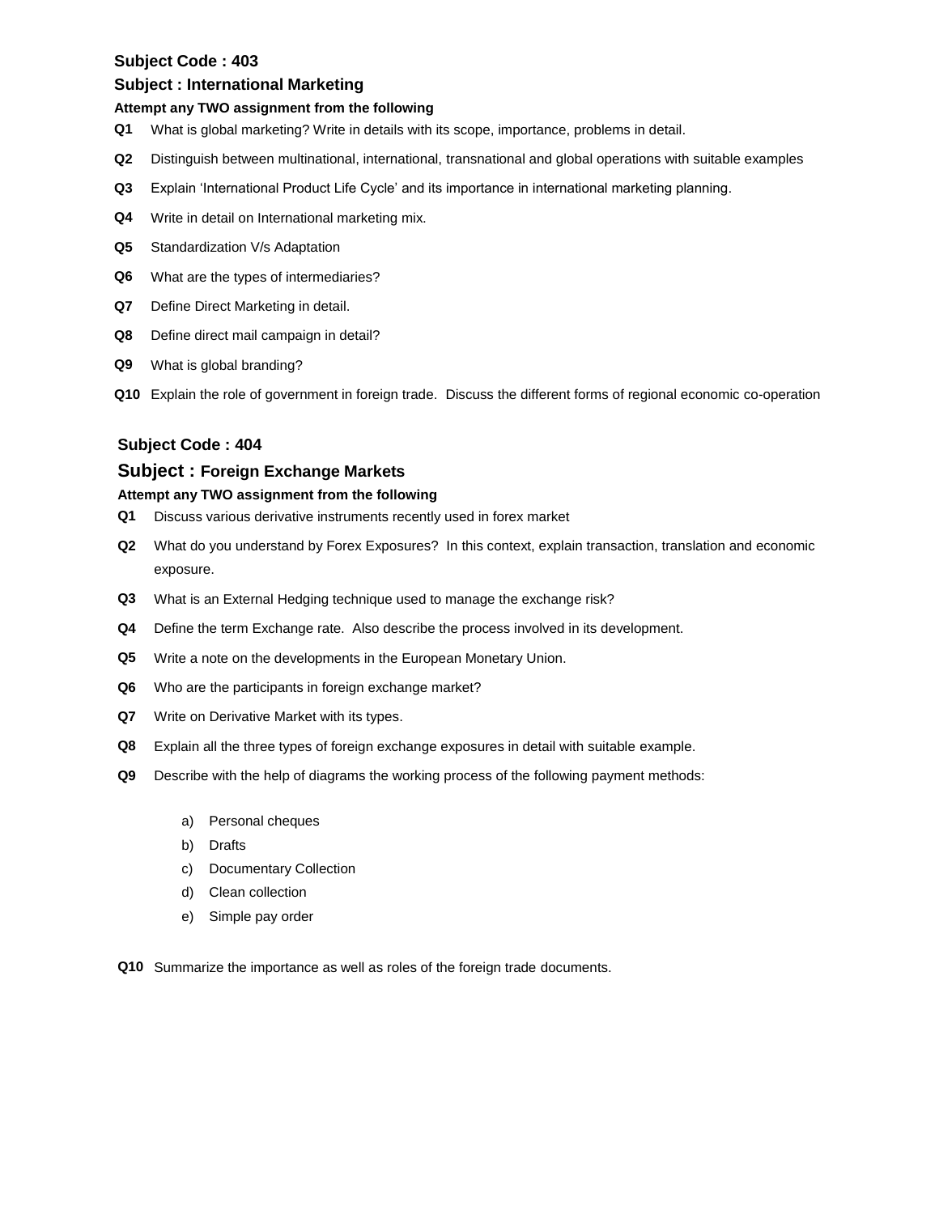## Subject Code : 403

## Subject : International Marketing

**Attempt any TWO assignment from the following**

**Q1** What is global marketing? Write in details with its scope, importance, problems in detail.

**Q2** Distinguish between multinational, international, transnational and global operations with suitable examples

**Q3** Explain 'International Product Life Cycle' and its importance in international marketing planning.

**Q4** Write in detail on International marketing mix.

**Q5** Standardization V/s Adaptation

**Q6** What are the types of intermediaries?

**Q7** Define Direct Marketing in detail.

**Q8** Define direct mail campaign in detail?

**Q9** What is global branding?

**Q10** Explain the role of government in foreign trade. Discuss the different forms of regional economic co-operation

## Subject Code : 404

## Subject : Foreign Exchange Markets

**Attempt any TWO assignment from the following**

**Q1** Discuss various derivative instruments recently used in forex market

**Q2** What do you understand by Forex Exposures? In this context, explain transaction, translation and economic exposure.

**Q3** What is an External Hedging technique used to manage the exchange risk?

**Q4** Define the term Exchange rate. Also describe the process involved in its development.

**Q5** Write a note on the developments in the European Monetary Union.

**Q6** Who are the participants in foreign exchange market?

**Q7** Write on Derivative Market with its types.

**Q8** Explain all the three types of foreign exchange exposures in detail with suitable example.

**Q9** Describe with the help of diagrams the working process of the following payment methods:

a) Personal cheques
b) Drafts
c) Documentary Collection
d) Clean collection
e) Simple pay order

**Q10** Summarize the importance as well as roles of the foreign trade documents.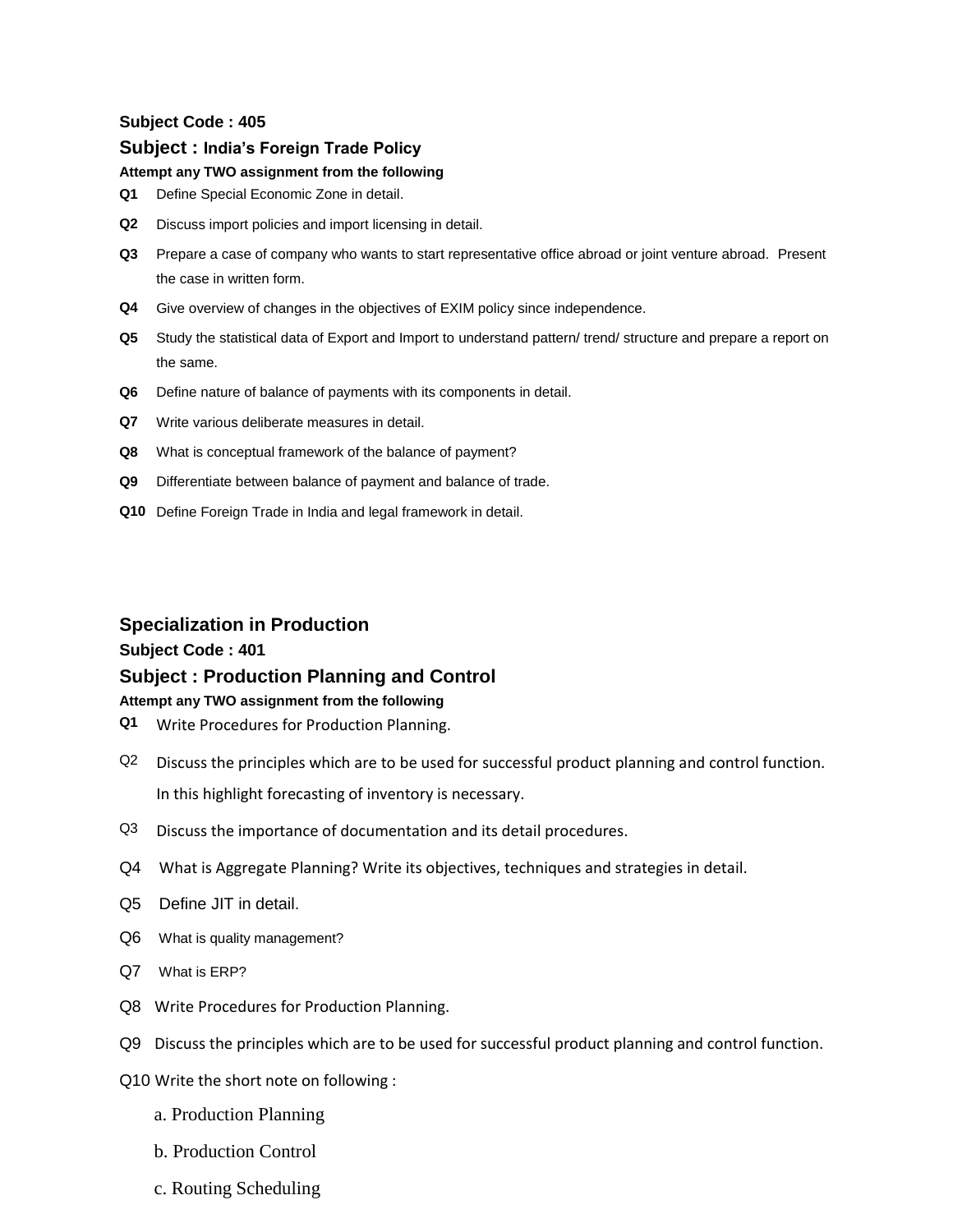**Subject Code : 405**

### Subject : India's Foreign Trade Policy

**Attempt any TWO assignment from the following**

**Q1** Define Special Economic Zone in detail.

**Q2** Discuss import policies and import licensing in detail.

**Q3** Prepare a case of company who wants to start representative office abroad or joint venture abroad. Present the case in written form.

**Q4** Give overview of changes in the objectives of EXIM policy since independence.

**Q5** Study the statistical data of Export and Import to understand pattern/ trend/ structure and prepare a report on the same.

**Q6** Define nature of balance of payments with its components in detail.

**Q7** Write various deliberate measures in detail.

**Q8** What is conceptual framework of the balance of payment?

**Q9** Differentiate between balance of payment and balance of trade.

**Q10** Define Foreign Trade in India and legal framework in detail.

## Specialization in Production

**Subject Code : 401**

### Subject : Production Planning and Control

**Attempt any TWO assignment from the following**

**Q1** Write Procedures for Production Planning.

Q2 Discuss the principles which are to be used for successful product planning and control function. In this highlight forecasting of inventory is necessary.

Q3 Discuss the importance of documentation and its detail procedures.

Q4 What is Aggregate Planning? Write its objectives, techniques and strategies in detail.

Q5 Define JIT in detail.

Q6 What is quality management?

Q7 What is ERP?

Q8 Write Procedures for Production Planning.

Q9 Discuss the principles which are to be used for successful product planning and control function.

Q10 Write the short note on following :

a. Production Planning

b. Production Control

c. Routing Scheduling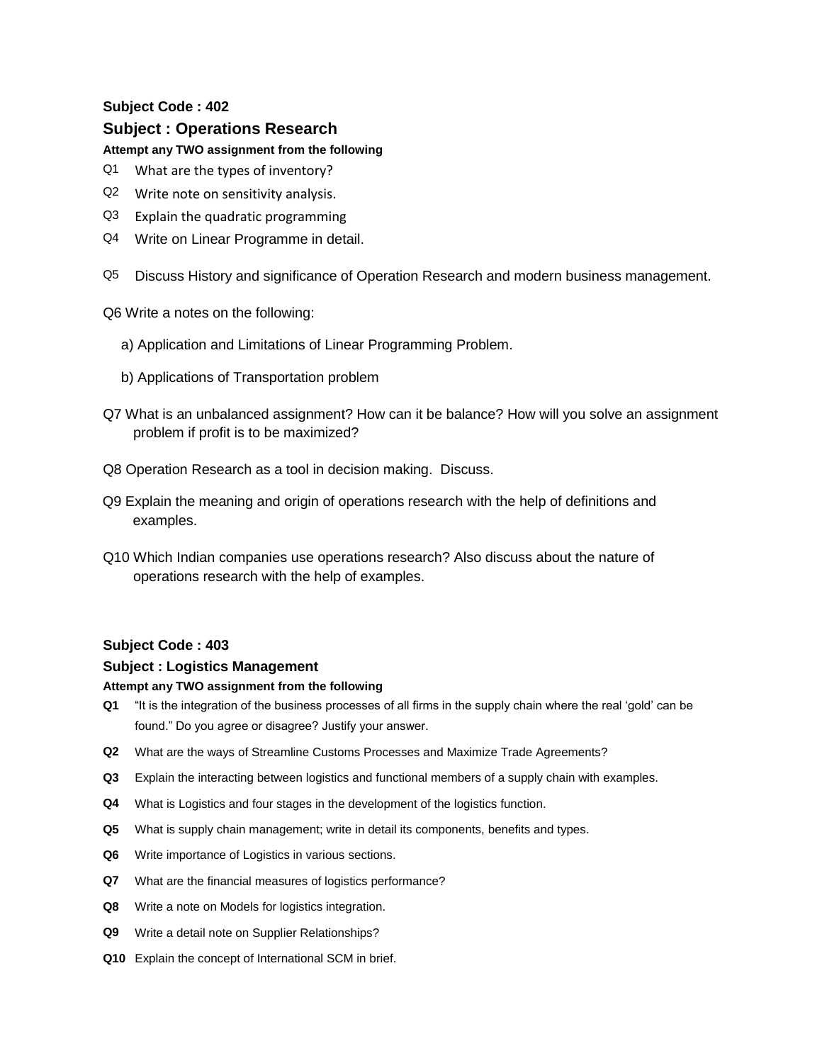**Subject Code : 402**

## Subject : Operations Research

**Attempt any TWO assignment from the following**

Q1 What are the types of inventory?

Q2 Write note on sensitivity analysis.

Q3 Explain the quadratic programming

Q4 Write on Linear Programme in detail.

Q5 Discuss History and significance of Operation Research and modern business management.

Q6 Write a notes on the following:

a) Application and Limitations of Linear Programming Problem.

b) Applications of Transportation problem

Q7 What is an unbalanced assignment? How can it be balance? How will you solve an assignment problem if profit is to be maximized?

Q8 Operation Research as a tool in decision making. Discuss.

Q9 Explain the meaning and origin of operations research with the help of definitions and examples.

Q10 Which Indian companies use operations research? Also discuss about the nature of operations research with the help of examples.

**Subject Code : 403**

**Subject : Logistics Management**

**Attempt any TWO assignment from the following**

**Q1** "It is the integration of the business processes of all firms in the supply chain where the real 'gold' can be found." Do you agree or disagree? Justify your answer.

**Q2** What are the ways of Streamline Customs Processes and Maximize Trade Agreements?

**Q3** Explain the interacting between logistics and functional members of a supply chain with examples.

**Q4** What is Logistics and four stages in the development of the logistics function.

**Q5** What is supply chain management; write in detail its components, benefits and types.

**Q6** Write importance of Logistics in various sections.

**Q7** What are the financial measures of logistics performance?

**Q8** Write a note on Models for logistics integration.

**Q9** Write a detail note on Supplier Relationships?

**Q10** Explain the concept of International SCM in brief.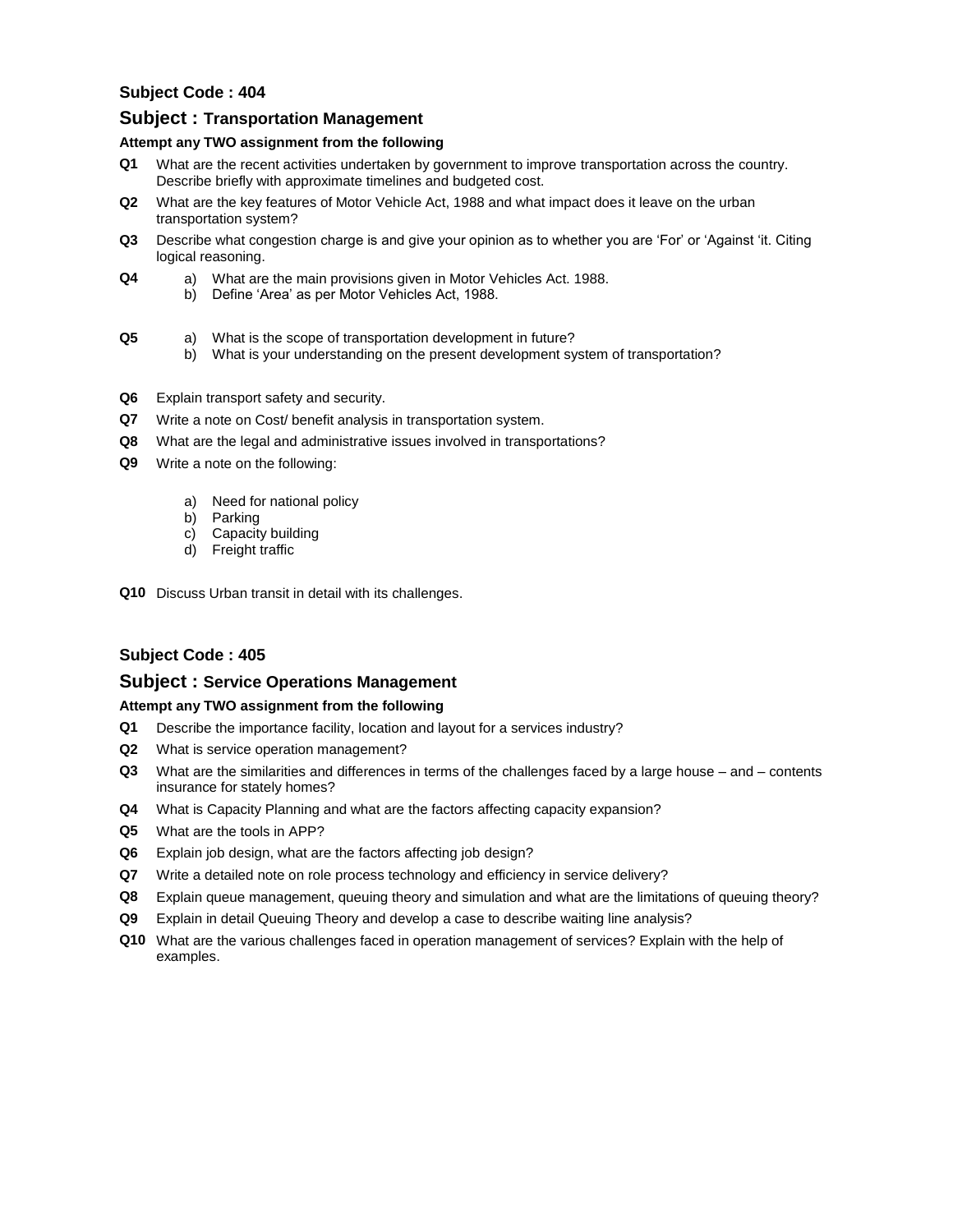## Subject Code : 404

## Subject : Transportation Management

**Attempt any TWO assignment from the following**

**Q1** What are the recent activities undertaken by government to improve transportation across the country. Describe briefly with approximate timelines and budgeted cost.

**Q2** What are the key features of Motor Vehicle Act, 1988 and what impact does it leave on the urban transportation system?

**Q3** Describe what congestion charge is and give your opinion as to whether you are 'For' or 'Against 'it. Citing logical reasoning.

**Q4**
- a) What are the main provisions given in Motor Vehicles Act. 1988.
- b) Define 'Area' as per Motor Vehicles Act, 1988.

**Q5**
- a) What is the scope of transportation development in future?
- b) What is your understanding on the present development system of transportation?

**Q6** Explain transport safety and security.

**Q7** Write a note on Cost/ benefit analysis in transportation system.

**Q8** What are the legal and administrative issues involved in transportations?

**Q9** Write a note on the following:

- a) Need for national policy
- b) Parking
- c) Capacity building
- d) Freight traffic

**Q10** Discuss Urban transit in detail with its challenges.

## Subject Code : 405

## Subject : Service Operations Management

**Attempt any TWO assignment from the following**

**Q1** Describe the importance facility, location and layout for a services industry?

**Q2** What is service operation management?

**Q3** What are the similarities and differences in terms of the challenges faced by a large house – and – contents insurance for stately homes?

**Q4** What is Capacity Planning and what are the factors affecting capacity expansion?

**Q5** What are the tools in APP?

**Q6** Explain job design, what are the factors affecting job design?

**Q7** Write a detailed note on role process technology and efficiency in service delivery?

**Q8** Explain queue management, queuing theory and simulation and what are the limitations of queuing theory?

**Q9** Explain in detail Queuing Theory and develop a case to describe waiting line analysis?

**Q10** What are the various challenges faced in operation management of services? Explain with the help of examples.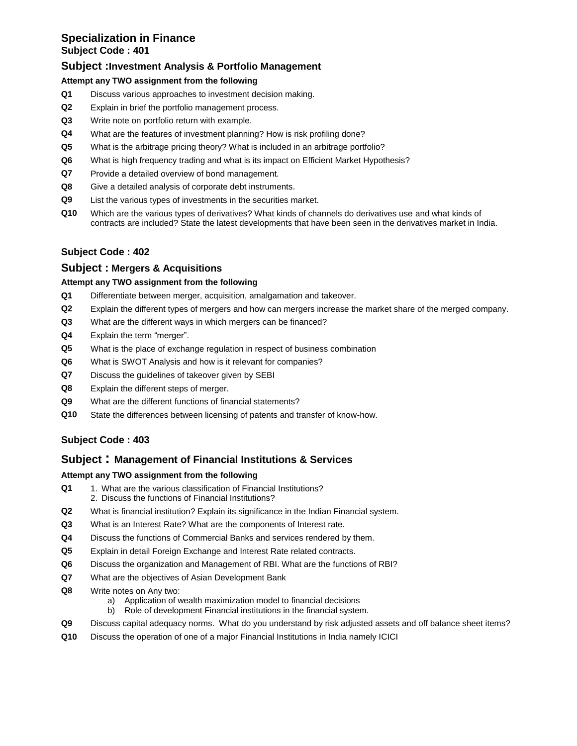## Specialization in Finance

**Subject Code : 401**

### Subject :Investment Analysis & Portfolio Management

**Attempt any TWO assignment from the following**

- **Q1** Discuss various approaches to investment decision making.
- **Q2** Explain in brief the portfolio management process.
- **Q3** Write note on portfolio return with example.
- **Q4** What are the features of investment planning? How is risk profiling done?
- **Q5** What is the arbitrage pricing theory? What is included in an arbitrage portfolio?
- **Q6** What is high frequency trading and what is its impact on Efficient Market Hypothesis?
- **Q7** Provide a detailed overview of bond management.
- **Q8** Give a detailed analysis of corporate debt instruments.
- **Q9** List the various types of investments in the securities market.
- **Q10** Which are the various types of derivatives? What kinds of channels do derivatives use and what kinds of contracts are included? State the latest developments that have been seen in the derivatives market in India.

**Subject Code : 402**

### Subject : Mergers & Acquisitions

**Attempt any TWO assignment from the following**

- **Q1** Differentiate between merger, acquisition, amalgamation and takeover.
- **Q2** Explain the different types of mergers and how can mergers increase the market share of the merged company.
- **Q3** What are the different ways in which mergers can be financed?
- **Q4** Explain the term "merger".
- **Q5** What is the place of exchange regulation in respect of business combination
- **Q6** What is SWOT Analysis and how is it relevant for companies?
- **Q7** Discuss the guidelines of takeover given by SEBI
- **Q8** Explain the different steps of merger.
- **Q9** What are the different functions of financial statements?
- **Q10** State the differences between licensing of patents and transfer of know-how.

**Subject Code : 403**

### Subject : Management of Financial Institutions & Services

**Attempt any TWO assignment from the following**

- **Q1**
  1. What are the various classification of Financial Institutions?
  2. Discuss the functions of Financial Institutions?
- **Q2** What is financial institution? Explain its significance in the Indian Financial system.
- **Q3** What is an Interest Rate? What are the components of Interest rate.
- **Q4** Discuss the functions of Commercial Banks and services rendered by them.
- **Q5** Explain in detail Foreign Exchange and Interest Rate related contracts.
- **Q6** Discuss the organization and Management of RBI. What are the functions of RBI?
- **Q7** What are the objectives of Asian Development Bank
- **Q8** Write notes on Any two:
  - a) Application of wealth maximization model to financial decisions
  - b) Role of development Financial institutions in the financial system.
- **Q9** Discuss capital adequacy norms. What do you understand by risk adjusted assets and off balance sheet items?
- **Q10** Discuss the operation of one of a major Financial Institutions in India namely ICICI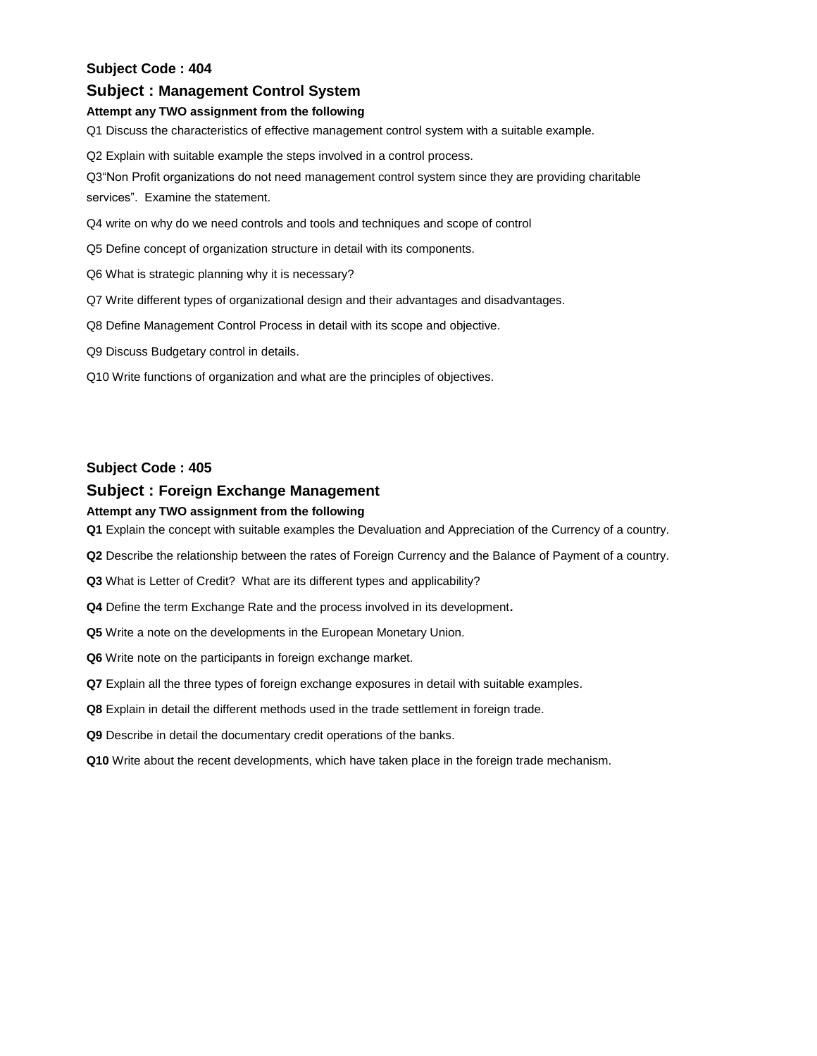**Subject Code : 404**

## Subject : Management Control System

**Attempt any TWO assignment from the following**

Q1 Discuss the characteristics of effective management control system with a suitable example.

Q2 Explain with suitable example the steps involved in a control process.

Q3“Non Profit organizations do not need management control system since they are providing charitable services”. Examine the statement.

Q4 write on why do we need controls and tools and techniques and scope of control

Q5 Define concept of organization structure in detail with its components.

Q6 What is strategic planning why it is necessary?

Q7 Write different types of organizational design and their advantages and disadvantages.

Q8 Define Management Control Process in detail with its scope and objective.

Q9 Discuss Budgetary control in details.

Q10 Write functions of organization and what are the principles of objectives.

**Subject Code : 405**

## Subject : Foreign Exchange Management

**Attempt any TWO assignment from the following**

**Q1** Explain the concept with suitable examples the Devaluation and Appreciation of the Currency of a country.

**Q2** Describe the relationship between the rates of Foreign Currency and the Balance of Payment of a country.

**Q3** What is Letter of Credit? What are its different types and applicability?

**Q4** Define the term Exchange Rate and the process involved in its development**.**

**Q5** Write a note on the developments in the European Monetary Union.

**Q6** Write note on the participants in foreign exchange market.

**Q7** Explain all the three types of foreign exchange exposures in detail with suitable examples.

**Q8** Explain in detail the different methods used in the trade settlement in foreign trade.

**Q9** Describe in detail the documentary credit operations of the banks.

**Q10** Write about the recent developments, which have taken place in the foreign trade mechanism.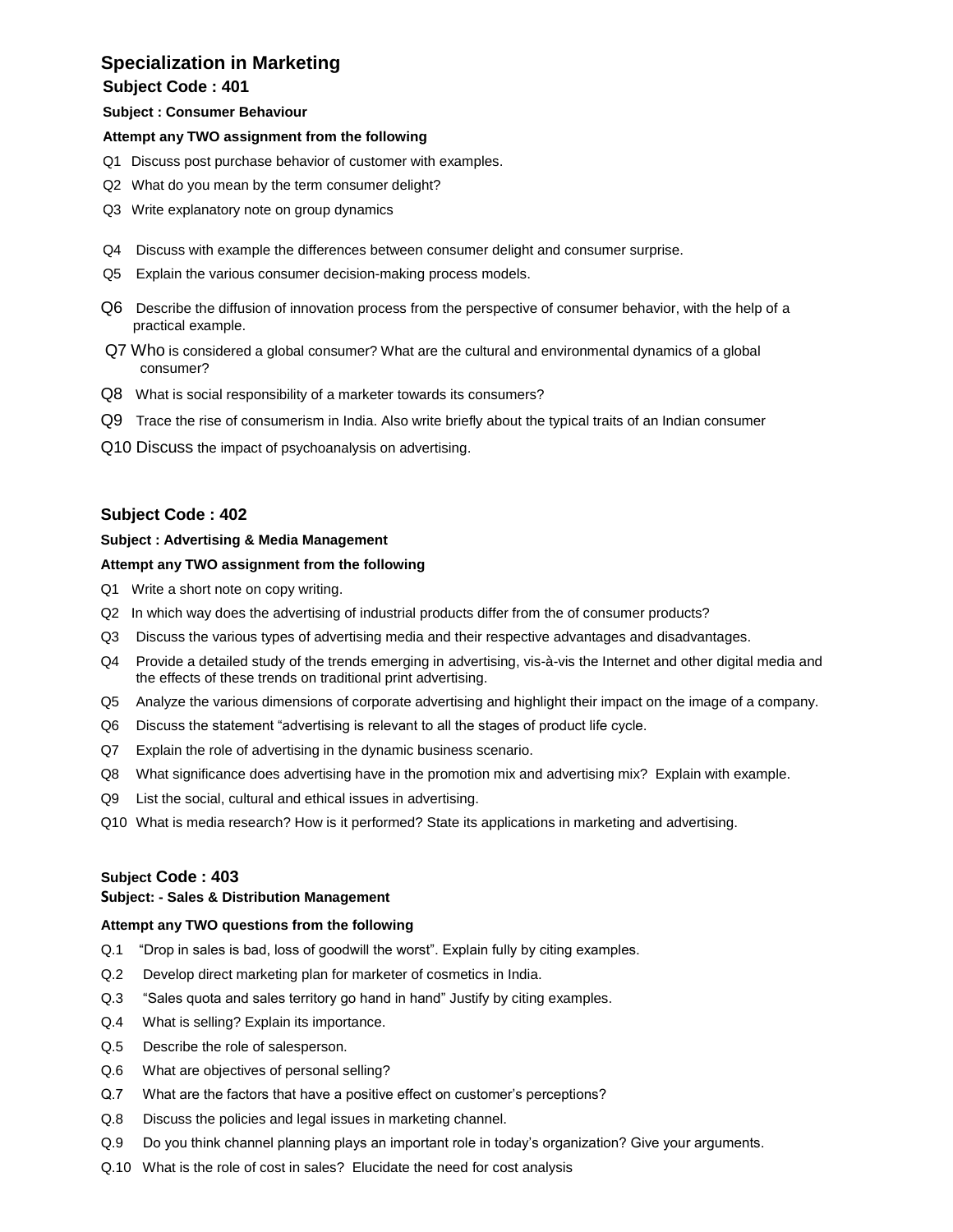# Specialization in Marketing

## Subject Code : 401

**Subject : Consumer Behaviour**

**Attempt any TWO assignment from the following**

Q1 Discuss post purchase behavior of customer with examples.

Q2 What do you mean by the term consumer delight?

Q3 Write explanatory note on group dynamics

Q4 Discuss with example the differences between consumer delight and consumer surprise.

Q5 Explain the various consumer decision-making process models.

Q6 Describe the diffusion of innovation process from the perspective of consumer behavior, with the help of a practical example.

Q7 Who is considered a global consumer? What are the cultural and environmental dynamics of a global consumer?

Q8 What is social responsibility of a marketer towards its consumers?

Q9 Trace the rise of consumerism in India. Also write briefly about the typical traits of an Indian consumer

Q10 Discuss the impact of psychoanalysis on advertising.

## Subject Code : 402

**Subject : Advertising & Media Management**

**Attempt any TWO assignment from the following**

Q1 Write a short note on copy writing.

Q2 In which way does the advertising of industrial products differ from the of consumer products?

Q3 Discuss the various types of advertising media and their respective advantages and disadvantages.

Q4 Provide a detailed study of the trends emerging in advertising, vis-à-vis the Internet and other digital media and the effects of these trends on traditional print advertising.

Q5 Analyze the various dimensions of corporate advertising and highlight their impact on the image of a company.

Q6 Discuss the statement "advertising is relevant to all the stages of product life cycle.

Q7 Explain the role of advertising in the dynamic business scenario.

Q8 What significance does advertising have in the promotion mix and advertising mix? Explain with example.

Q9 List the social, cultural and ethical issues in advertising.

Q10 What is media research? How is it performed? State its applications in marketing and advertising.

## Subject Code : 403

**Subject: - Sales & Distribution Management**

**Attempt any TWO questions from the following**

Q.1 "Drop in sales is bad, loss of goodwill the worst". Explain fully by citing examples.

Q.2 Develop direct marketing plan for marketer of cosmetics in India.

Q.3 "Sales quota and sales territory go hand in hand" Justify by citing examples.

Q.4 What is selling? Explain its importance.

Q.5 Describe the role of salesperson.

Q.6 What are objectives of personal selling?

Q.7 What are the factors that have a positive effect on customer's perceptions?

Q.8 Discuss the policies and legal issues in marketing channel.

Q.9 Do you think channel planning plays an important role in today's organization? Give your arguments.

Q.10 What is the role of cost in sales? Elucidate the need for cost analysis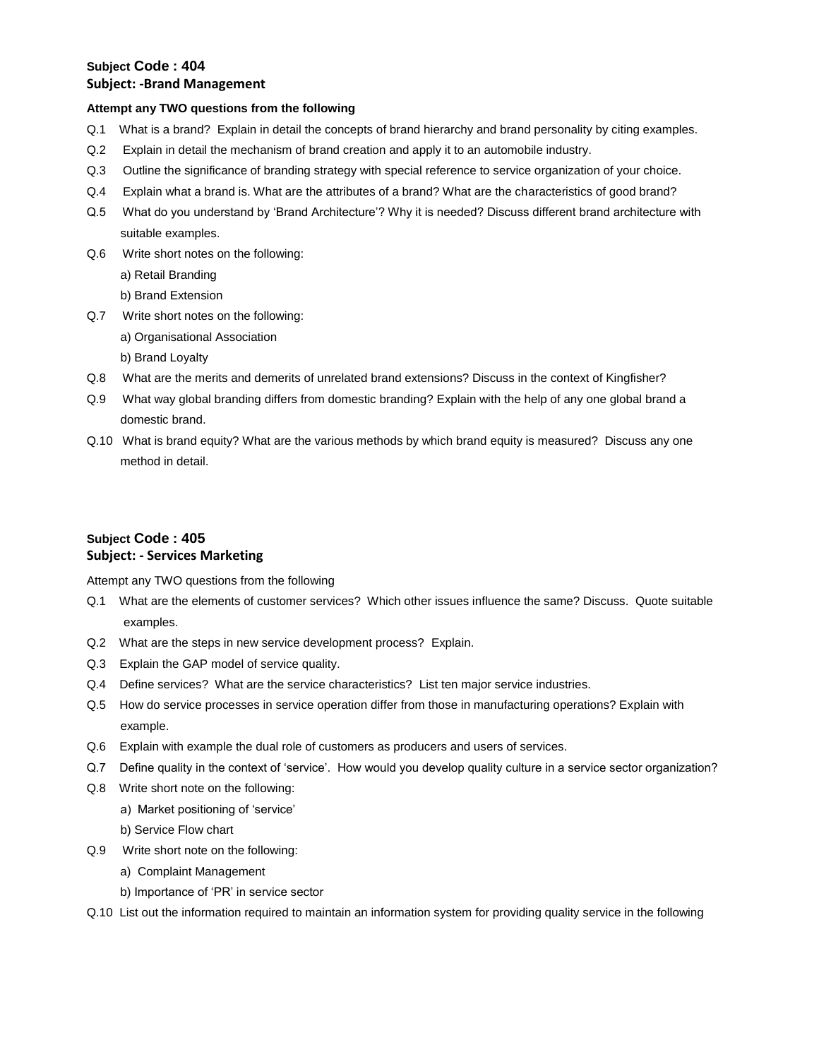**Subject Code : 404**
**Subject: -Brand Management**

**Attempt any TWO questions from the following**

Q.1 What is a brand? Explain in detail the concepts of brand hierarchy and brand personality by citing examples.

Q.2 Explain in detail the mechanism of brand creation and apply it to an automobile industry.

Q.3 Outline the significance of branding strategy with special reference to service organization of your choice.

Q.4 Explain what a brand is. What are the attributes of a brand? What are the characteristics of good brand?

Q.5 What do you understand by 'Brand Architecture'? Why it is needed? Discuss different brand architecture with suitable examples.

Q.6 Write short notes on the following:

a) Retail Branding

b) Brand Extension

Q.7 Write short notes on the following:

a) Organisational Association

b) Brand Loyalty

Q.8 What are the merits and demerits of unrelated brand extensions? Discuss in the context of Kingfisher?

Q.9 What way global branding differs from domestic branding? Explain with the help of any one global brand a domestic brand.

Q.10 What is brand equity? What are the various methods by which brand equity is measured? Discuss any one method in detail.

**Subject Code : 405**
**Subject: - Services Marketing**

Attempt any TWO questions from the following

Q.1 What are the elements of customer services? Which other issues influence the same? Discuss. Quote suitable examples.

Q.2 What are the steps in new service development process? Explain.

Q.3 Explain the GAP model of service quality.

Q.4 Define services? What are the service characteristics? List ten major service industries.

Q.5 How do service processes in service operation differ from those in manufacturing operations? Explain with example.

Q.6 Explain with example the dual role of customers as producers and users of services.

Q.7 Define quality in the context of 'service'. How would you develop quality culture in a service sector organization?

Q.8 Write short note on the following:

a) Market positioning of 'service'

b) Service Flow chart

Q.9 Write short note on the following:

a) Complaint Management

b) Importance of 'PR' in service sector

Q.10 List out the information required to maintain an information system for providing quality service in the following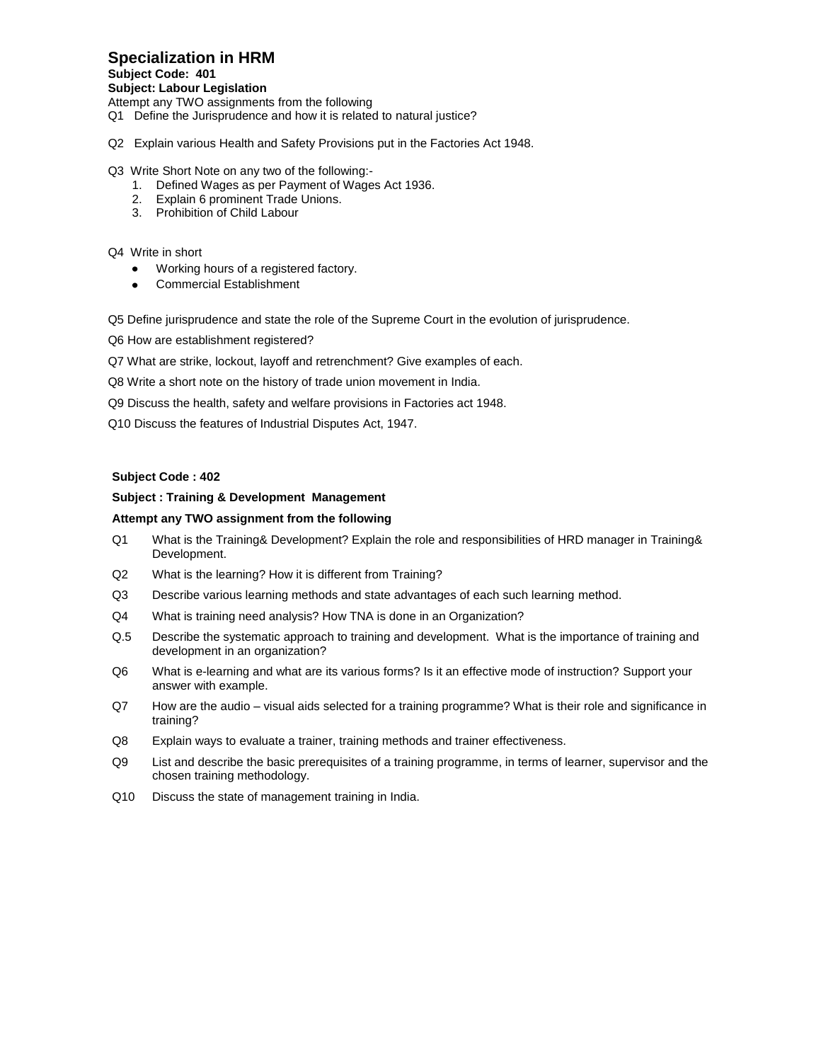# Specialization in HRM

**Subject Code: 401**

**Subject: Labour Legislation**

Attempt any TWO assignments from the following

Q1 Define the Jurisprudence and how it is related to natural justice?

Q2 Explain various Health and Safety Provisions put in the Factories Act 1948.

Q3 Write Short Note on any two of the following:-

1. Defined Wages as per Payment of Wages Act 1936.
2. Explain 6 prominent Trade Unions.
3. Prohibition of Child Labour

Q4 Write in short

- Working hours of a registered factory.
- Commercial Establishment

Q5 Define jurisprudence and state the role of the Supreme Court in the evolution of jurisprudence.

Q6 How are establishment registered?

Q7 What are strike, lockout, layoff and retrenchment? Give examples of each.

Q8 Write a short note on the history of trade union movement in India.

Q9 Discuss the health, safety and welfare provisions in Factories act 1948.

Q10 Discuss the features of Industrial Disputes Act, 1947.

**Subject Code : 402**

**Subject : Training & Development Management**

**Attempt any TWO assignment from the following**

Q1 What is the Training& Development? Explain the role and responsibilities of HRD manager in Training& Development.

Q2 What is the learning? How it is different from Training?

Q3 Describe various learning methods and state advantages of each such learning method.

Q4 What is training need analysis? How TNA is done in an Organization?

Q.5 Describe the systematic approach to training and development. What is the importance of training and development in an organization?

Q6 What is e-learning and what are its various forms? Is it an effective mode of instruction? Support your answer with example.

Q7 How are the audio – visual aids selected for a training programme? What is their role and significance in training?

Q8 Explain ways to evaluate a trainer, training methods and trainer effectiveness.

Q9 List and describe the basic prerequisites of a training programme, in terms of learner, supervisor and the chosen training methodology.

Q10 Discuss the state of management training in India.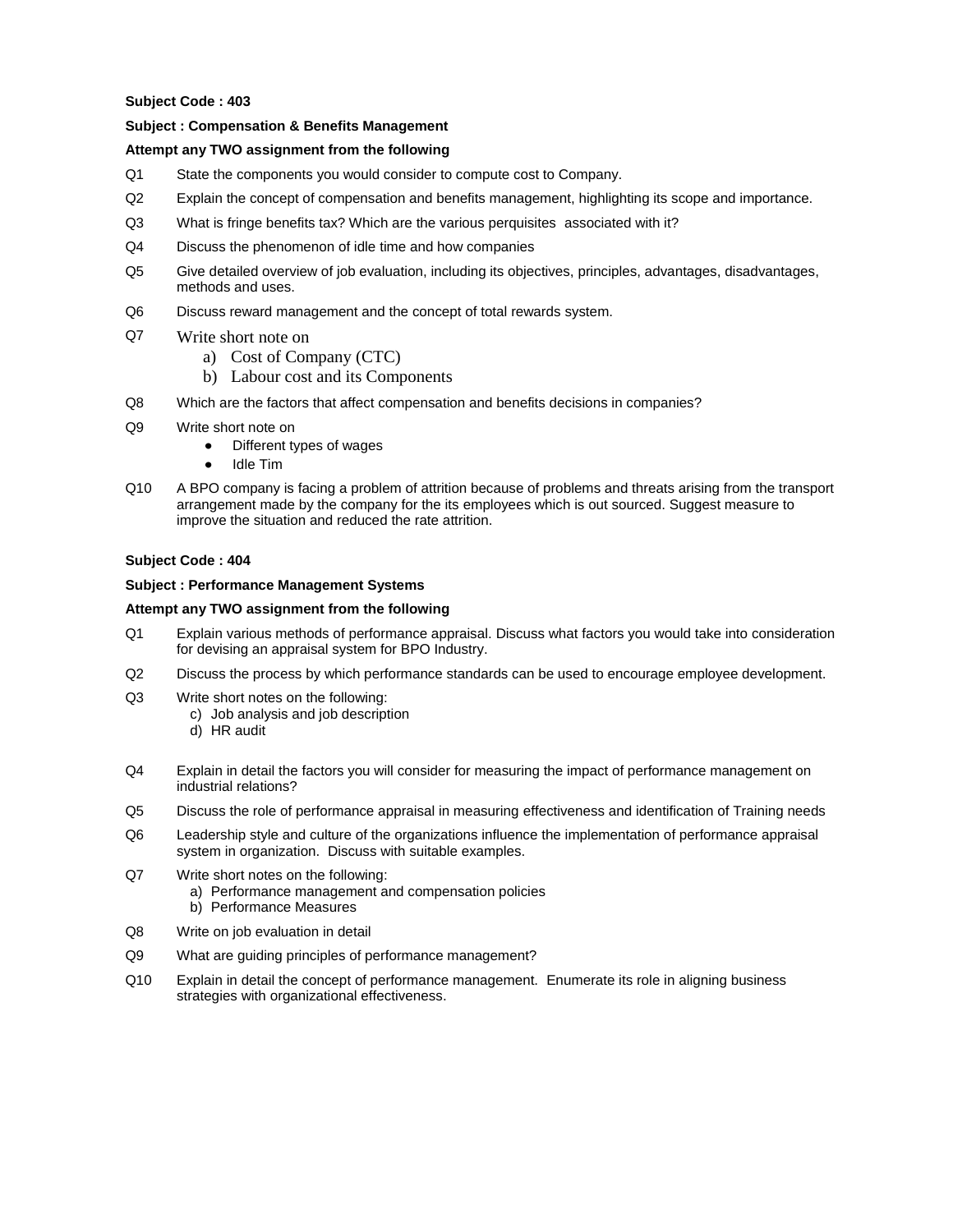**Subject Code : 403**

**Subject : Compensation & Benefits Management**

**Attempt any TWO assignment from the following**

Q1 State the components you would consider to compute cost to Company.

Q2 Explain the concept of compensation and benefits management, highlighting its scope and importance.

Q3 What is fringe benefits tax? Which are the various perquisites associated with it?

Q4 Discuss the phenomenon of idle time and how companies

Q5 Give detailed overview of job evaluation, including its objectives, principles, advantages, disadvantages, methods and uses.

Q6 Discuss reward management and the concept of total rewards system.

Q7 Write short note on

a) Cost of Company (CTC)
b) Labour cost and its Components

Q8 Which are the factors that affect compensation and benefits decisions in companies?

Q9 Write short note on

- Different types of wages
- Idle Tim

Q10 A BPO company is facing a problem of attrition because of problems and threats arising from the transport arrangement made by the company for the its employees which is out sourced. Suggest measure to improve the situation and reduced the rate attrition.

**Subject Code : 404**

**Subject : Performance Management Systems**

**Attempt any TWO assignment from the following**

Q1 Explain various methods of performance appraisal. Discuss what factors you would take into consideration for devising an appraisal system for BPO Industry.

Q2 Discuss the process by which performance standards can be used to encourage employee development.

Q3 Write short notes on the following:

c) Job analysis and job description
d) HR audit

Q4 Explain in detail the factors you will consider for measuring the impact of performance management on industrial relations?

Q5 Discuss the role of performance appraisal in measuring effectiveness and identification of Training needs

Q6 Leadership style and culture of the organizations influence the implementation of performance appraisal system in organization. Discuss with suitable examples.

Q7 Write short notes on the following:

a) Performance management and compensation policies
b) Performance Measures

Q8 Write on job evaluation in detail

Q9 What are guiding principles of performance management?

Q10 Explain in detail the concept of performance management. Enumerate its role in aligning business strategies with organizational effectiveness.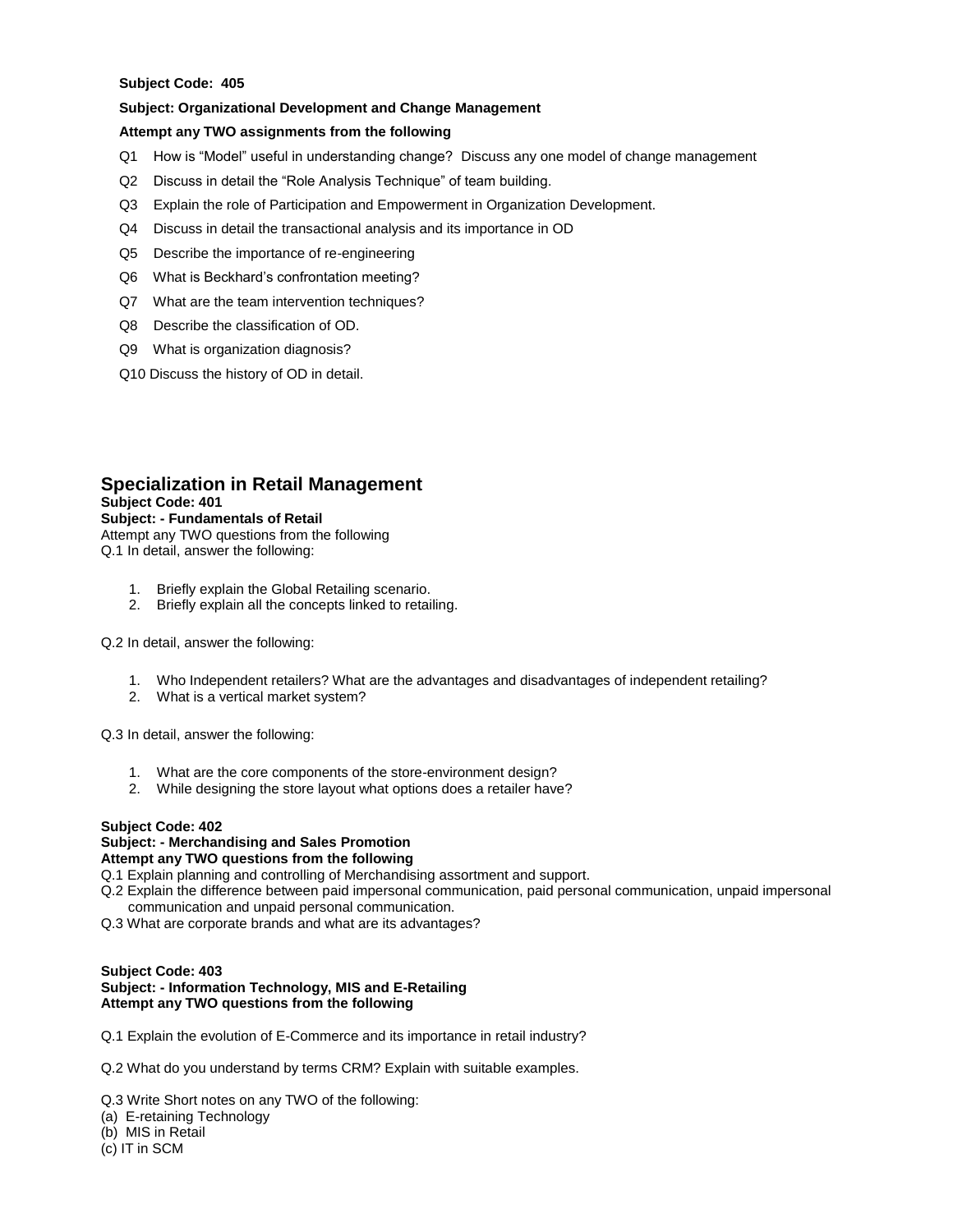**Subject Code: 405**

**Subject: Organizational Development and Change Management**

**Attempt any TWO assignments from the following**

Q1 How is "Model" useful in understanding change? Discuss any one model of change management

Q2 Discuss in detail the "Role Analysis Technique" of team building.

Q3 Explain the role of Participation and Empowerment in Organization Development.

Q4 Discuss in detail the transactional analysis and its importance in OD

Q5 Describe the importance of re-engineering

Q6 What is Beckhard's confrontation meeting?

Q7 What are the team intervention techniques?

Q8 Describe the classification of OD.

Q9 What is organization diagnosis?

Q10 Discuss the history of OD in detail.

## Specialization in Retail Management

**Subject Code: 401**

**Subject: - Fundamentals of Retail**

Attempt any TWO questions from the following

Q.1 In detail, answer the following:

1. Briefly explain the Global Retailing scenario.
2. Briefly explain all the concepts linked to retailing.

Q.2 In detail, answer the following:

1. Who Independent retailers? What are the advantages and disadvantages of independent retailing?
2. What is a vertical market system?

Q.3 In detail, answer the following:

1. What are the core components of the store-environment design?
2. While designing the store layout what options does a retailer have?

**Subject Code: 402**

**Subject: - Merchandising and Sales Promotion**

**Attempt any TWO questions from the following**

Q.1 Explain planning and controlling of Merchandising assortment and support.

Q.2 Explain the difference between paid impersonal communication, paid personal communication, unpaid impersonal communication and unpaid personal communication.

Q.3 What are corporate brands and what are its advantages?

**Subject Code: 403**

**Subject: - Information Technology, MIS and E-Retailing**

**Attempt any TWO questions from the following**

Q.1 Explain the evolution of E-Commerce and its importance in retail industry?

Q.2 What do you understand by terms CRM? Explain with suitable examples.

Q.3 Write Short notes on any TWO of the following:

(a) E-retaining Technology

(b) MIS in Retail

(c) IT in SCM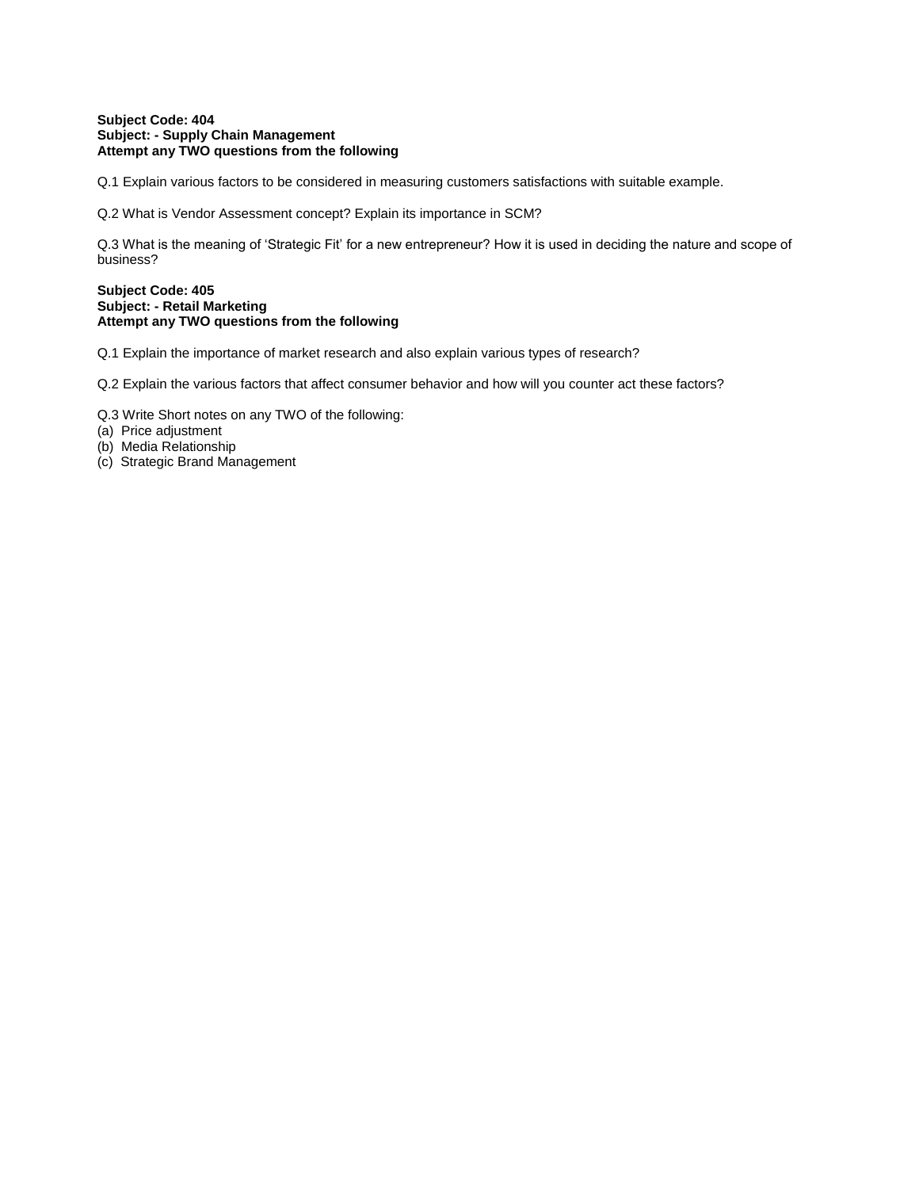**Subject Code: 404**
**Subject: - Supply Chain Management**
**Attempt any TWO questions from the following**

Q.1 Explain various factors to be considered in measuring customers satisfactions with suitable example.

Q.2 What is Vendor Assessment concept? Explain its importance in SCM?

Q.3 What is the meaning of 'Strategic Fit' for a new entrepreneur? How it is used in deciding the nature and scope of business?

**Subject Code: 405**
**Subject: - Retail Marketing**
**Attempt any TWO questions from the following**

Q.1 Explain the importance of market research and also explain various types of research?

Q.2 Explain the various factors that affect consumer behavior and how will you counter act these factors?

Q.3 Write Short notes on any TWO of the following:
(a) Price adjustment
(b) Media Relationship
(c) Strategic Brand Management